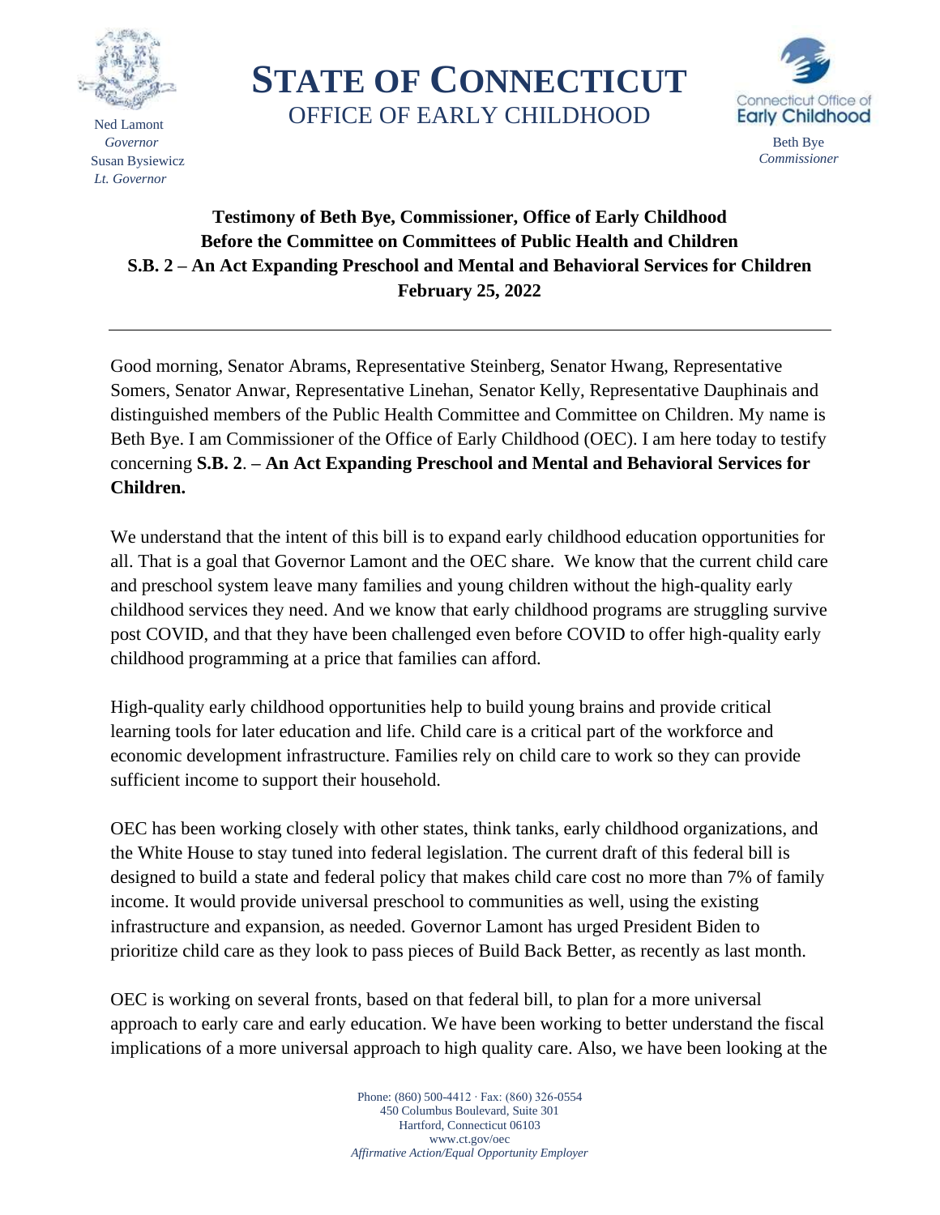Ned Lamont
*Governor*
Susan Bysiewicz
*Lt. Governor*

# STATE OF CONNECTICUT
## OFFICE OF EARLY CHILDHOOD

Connecticut Office of **Early Childhood**

Beth Bye
*Commissioner*

**Testimony of Beth Bye, Commissioner, Office of Early Childhood**
**Before the Committee on Committees of Public Health and Children**
**S.B. 2 – An Act Expanding Preschool and Mental and Behavioral Services for Children**
**February 25, 2022**

---

Good morning, Senator Abrams, Representative Steinberg, Senator Hwang, Representative Somers, Senator Anwar, Representative Linehan, Senator Kelly, Representative Dauphinais and distinguished members of the Public Health Committee and Committee on Children. My name is Beth Bye. I am Commissioner of the Office of Early Childhood (OEC). I am here today to testify concerning **S.B. 2**. **– An Act Expanding Preschool and Mental and Behavioral Services for Children.**

We understand that the intent of this bill is to expand early childhood education opportunities for all. That is a goal that Governor Lamont and the OEC share. We know that the current child care and preschool system leave many families and young children without the high-quality early childhood services they need. And we know that early childhood programs are struggling survive post COVID, and that they have been challenged even before COVID to offer high-quality early childhood programming at a price that families can afford.

High-quality early childhood opportunities help to build young brains and provide critical learning tools for later education and life. Child care is a critical part of the workforce and economic development infrastructure. Families rely on child care to work so they can provide sufficient income to support their household.

OEC has been working closely with other states, think tanks, early childhood organizations, and the White House to stay tuned into federal legislation. The current draft of this federal bill is designed to build a state and federal policy that makes child care cost no more than 7% of family income. It would provide universal preschool to communities as well, using the existing infrastructure and expansion, as needed. Governor Lamont has urged President Biden to prioritize child care as they look to pass pieces of Build Back Better, as recently as last month.

OEC is working on several fronts, based on that federal bill, to plan for a more universal approach to early care and early education. We have been working to better understand the fiscal implications of a more universal approach to high quality care. Also, we have been looking at the

Phone: (860) 500-4412 · Fax: (860) 326-0554
450 Columbus Boulevard, Suite 301
Hartford, Connecticut 06103
www.ct.gov/oec
*Affirmative Action/Equal Opportunity Employer*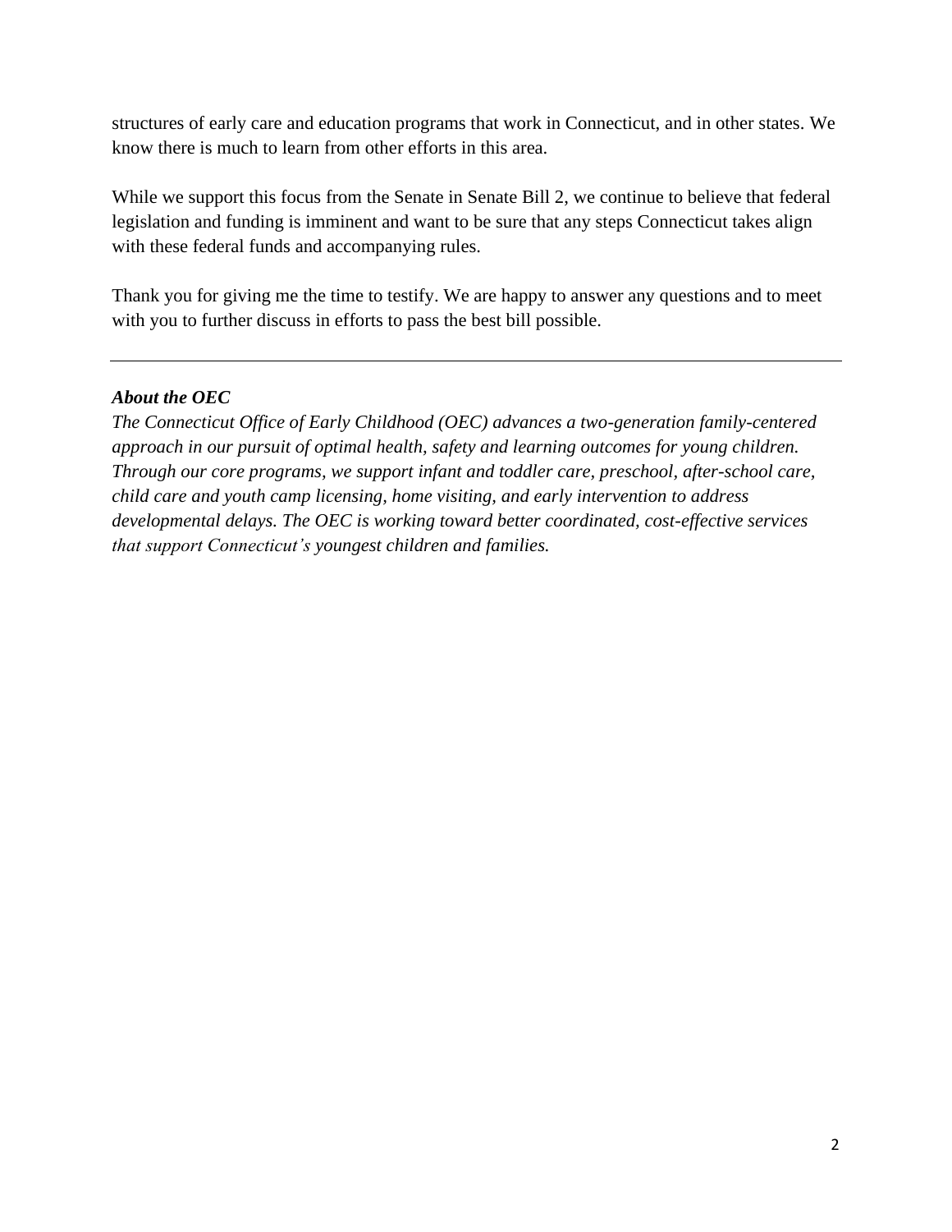structures of early care and education programs that work in Connecticut, and in other states. We know there is much to learn from other efforts in this area.

While we support this focus from the Senate in Senate Bill 2, we continue to believe that federal legislation and funding is imminent and want to be sure that any steps Connecticut takes align with these federal funds and accompanying rules.

Thank you for giving me the time to testify. We are happy to answer any questions and to meet with you to further discuss in efforts to pass the best bill possible.

---

***About the OEC***

*The Connecticut Office of Early Childhood (OEC) advances a two-generation family-centered approach in our pursuit of optimal health, safety and learning outcomes for young children. Through our core programs, we support infant and toddler care, preschool, after-school care, child care and youth camp licensing, home visiting, and early intervention to address developmental delays. The OEC is working toward better coordinated, cost-effective services that support Connecticut's youngest children and families.*